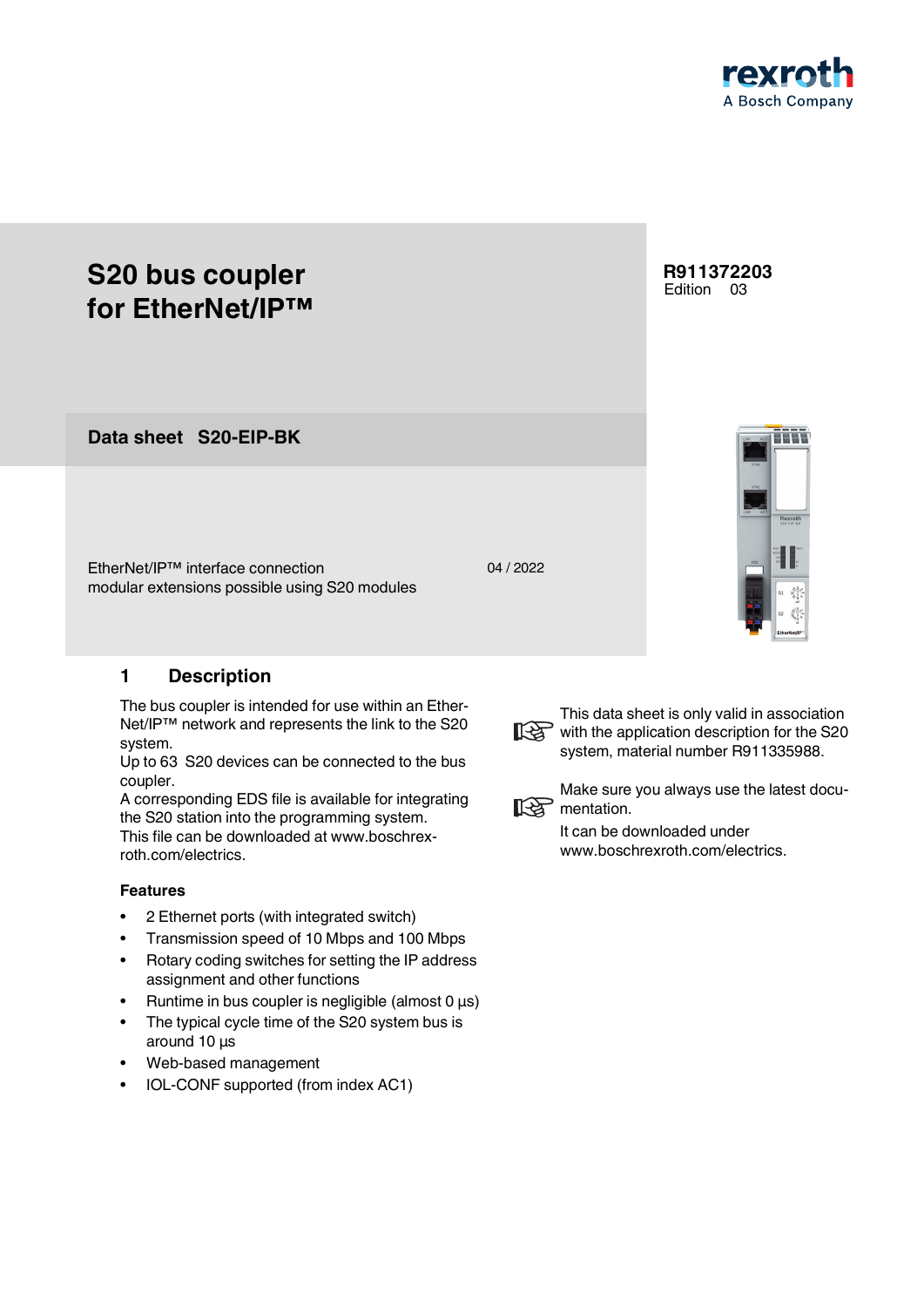# S20 bus coupler for EtherNet/IP™

**R911372203**
Edition 03

## Data sheet S20-EIP-BK

EtherNet/IP™ interface connection
modular extensions possible using S20 modules

04 / 2022

## 1 Description

The bus coupler is intended for use within an EtherNet/IP™ network and represents the link to the S20 system.
Up to 63 S20 devices can be connected to the bus coupler.
A corresponding EDS file is available for integrating the S20 station into the programming system.
This file can be downloaded at www.boschrexroth.com/electrics.

This data sheet is only valid in association with the application description for the S20 system, material number R911335988.

Make sure you always use the latest documentation.
It can be downloaded under www.boschrexroth.com/electrics.

### Features

- 2 Ethernet ports (with integrated switch)
- Transmission speed of 10 Mbps and 100 Mbps
- Rotary coding switches for setting the IP address assignment and other functions
- Runtime in bus coupler is negligible (almost 0 µs)
- The typical cycle time of the S20 system bus is around 10 µs
- Web-based management
- IOL-CONF supported (from index AC1)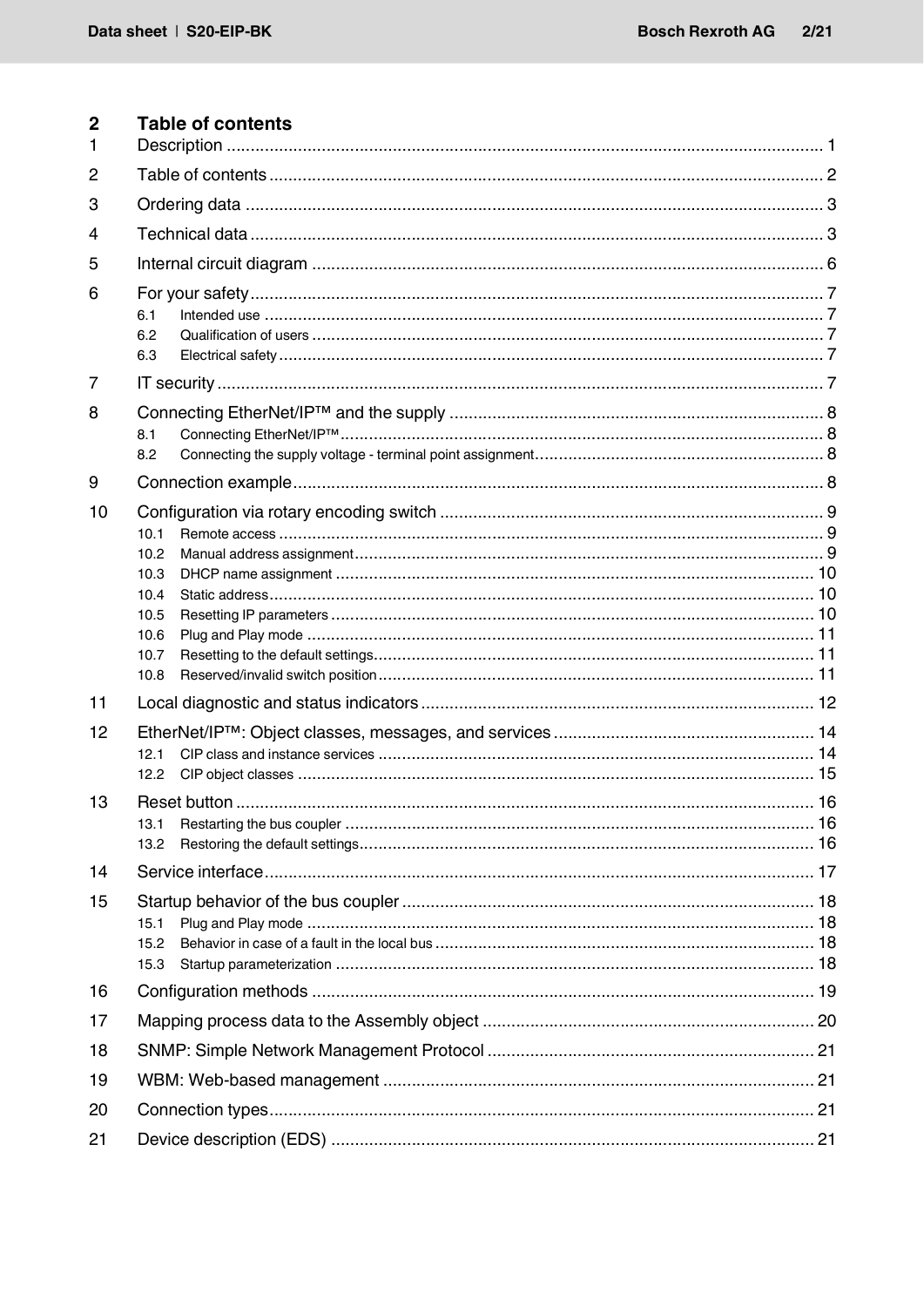# 2 Table of contents

1 Description ............................................................................................................................. 1

2 Table of contents .................................................................................................................... 2

3 Ordering data ......................................................................................................................... 3

4 Technical data ........................................................................................................................ 3

5 Internal circuit diagram ........................................................................................................... 6

6 For your safety ........................................................................................................................ 7

- 6.1 Intended use ..................................................................................................................... 7
- 6.2 Qualification of users ........................................................................................................ 7
- 6.3 Electrical safety ................................................................................................................. 7

7 IT security ............................................................................................................................... 7

8 Connecting EtherNet/IP™ and the supply .............................................................................. 8

- 8.1 Connecting EtherNet/IP™ ................................................................................................. 8
- 8.2 Connecting the supply voltage - terminal point assignment ............................................. 8

9 Connection example ............................................................................................................... 8

10 Configuration via rotary encoding switch ................................................................................ 9

- 10.1 Remote access ................................................................................................................ 9
- 10.2 Manual address assignment ............................................................................................ 9
- 10.3 DHCP name assignment ................................................................................................. 10
- 10.4 Static address ................................................................................................................. 10
- 10.5 Resetting IP parameters .................................................................................................. 10
- 10.6 Plug and Play mode ........................................................................................................ 11
- 10.7 Resetting to the default settings ...................................................................................... 11
- 10.8 Reserved/invalid switch position ..................................................................................... 11

11 Local diagnostic and status indicators ................................................................................... 12

12 EtherNet/IP™: Object classes, messages, and services ....................................................... 14

- 12.1 CIP class and instance services ...................................................................................... 14
- 12.2 CIP object classes ........................................................................................................... 15

13 Reset button .......................................................................................................................... 16

- 13.1 Restarting the bus coupler ............................................................................................... 16
- 13.2 Restoring the default settings .......................................................................................... 16

14 Service interface .................................................................................................................... 17

15 Startup behavior of the bus coupler ....................................................................................... 18

- 15.1 Plug and Play mode ........................................................................................................ 18
- 15.2 Behavior in case of a fault in the local bus ...................................................................... 18
- 15.3 Startup parameterization ................................................................................................. 18

16 Configuration methods ........................................................................................................... 19

17 Mapping process data to the Assembly object ...................................................................... 20

18 SNMP: Simple Network Management Protocol ..................................................................... 21

19 WBM: Web-based management ............................................................................................ 21

20 Connection types ................................................................................................................... 21

21 Device description (EDS) ...................................................................................................... 21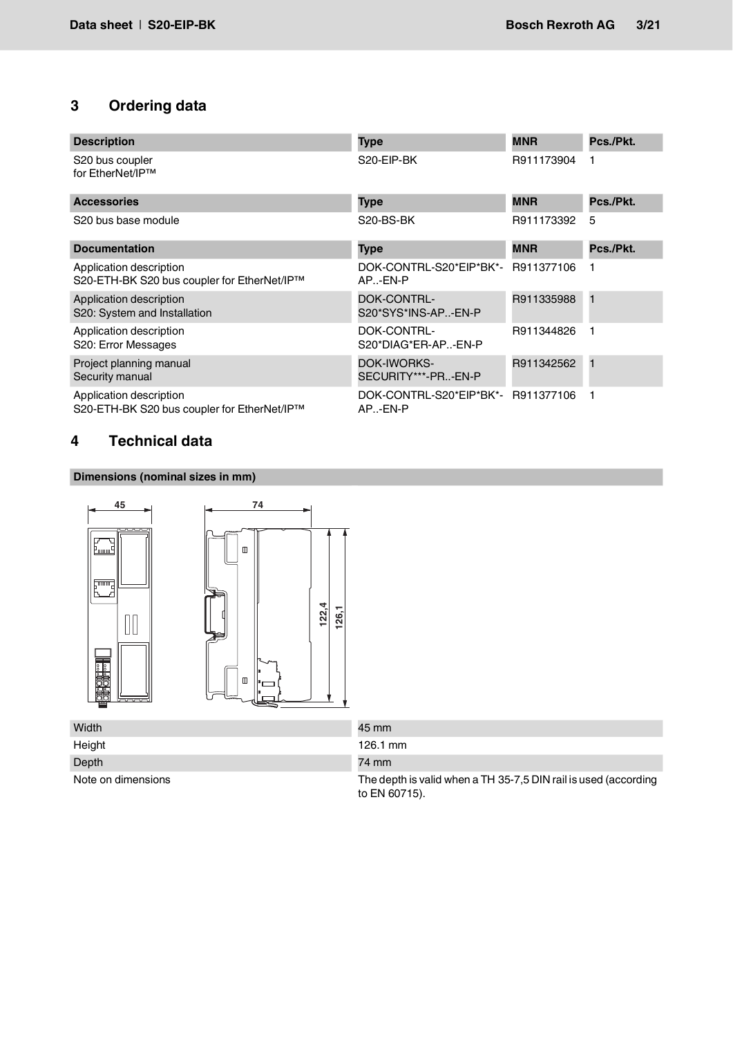## 3 Ordering data

| Description | Type | MNR | Pcs./Pkt. |
|---|---|---|---|
| S20 bus coupler for EtherNet/IP™ | S20-EIP-BK | R911173904 | 1 |

| Accessories | Type | MNR | Pcs./Pkt. |
|---|---|---|---|
| S20 bus base module | S20-BS-BK | R911173392 | 5 |

| Documentation | Type | MNR | Pcs./Pkt. |
|---|---|---|---|
| Application description S20-ETH-BK S20 bus coupler for EtherNet/IP™ | DOK-CONTRL-S20*EIP*BK*-AP..-EN-P | R911377106 | 1 |
| Application description S20: System and Installation | DOK-CONTRL-S20*SYS*INS-AP..-EN-P | R911335988 | 1 |
| Application description S20: Error Messages | DOK-CONTRL-S20*DIAG*ER-AP..-EN-P | R911344826 | 1 |
| Project planning manual Security manual | DOK-IWORKS-SECURITY***-PR..-EN-P | R911342562 | 1 |
| Application description S20-ETH-BK S20 bus coupler for EtherNet/IP™ | DOK-CONTRL-S20*EIP*BK*-AP..-EN-P | R911377106 | 1 |

## 4 Technical data

**Dimensions (nominal sizes in mm)**

| | |
|---|---|
| Width | 45 mm |
| Height | 126.1 mm |
| Depth | 74 mm |
| Note on dimensions | The depth is valid when a TH 35-7,5 DIN rail is used (according to EN 60715). |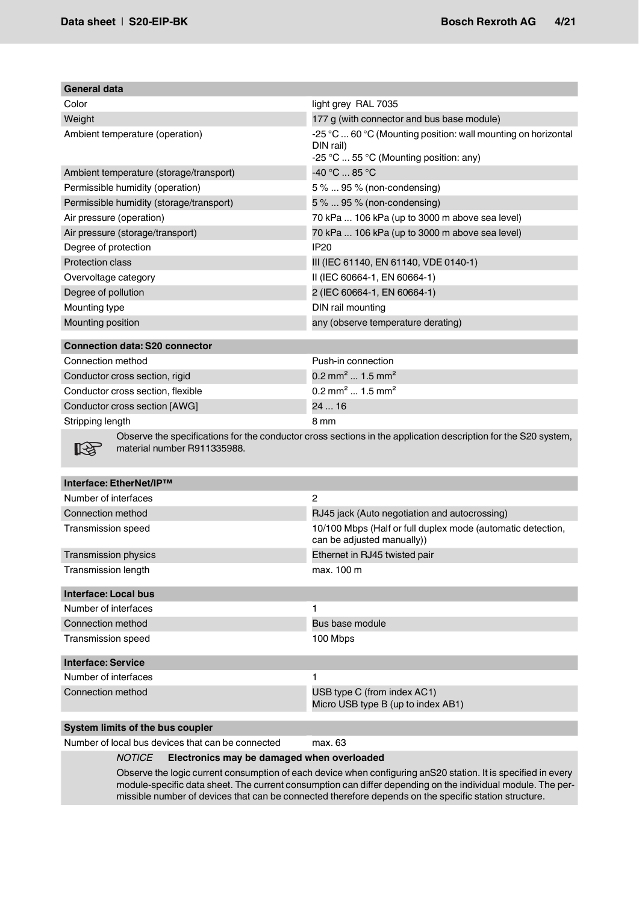| General data | |
|---|---|
| Color | light grey RAL 7035 |
| Weight | 177 g (with connector and bus base module) |
| Ambient temperature (operation) | -25 °C ... 60 °C (Mounting position: wall mounting on horizontal DIN rail)<br>-25 °C ... 55 °C (Mounting position: any) |
| Ambient temperature (storage/transport) | -40 °C ... 85 °C |
| Permissible humidity (operation) | 5 % ... 95 % (non-condensing) |
| Permissible humidity (storage/transport) | 5 % ... 95 % (non-condensing) |
| Air pressure (operation) | 70 kPa ... 106 kPa (up to 3000 m above sea level) |
| Air pressure (storage/transport) | 70 kPa ... 106 kPa (up to 3000 m above sea level) |
| Degree of protection | IP20 |
| Protection class | III (IEC 61140, EN 61140, VDE 0140-1) |
| Overvoltage category | II (IEC 60664-1, EN 60664-1) |
| Degree of pollution | 2 (IEC 60664-1, EN 60664-1) |
| Mounting type | DIN rail mounting |
| Mounting position | any (observe temperature derating) |

| Connection data: S20 connector | |
|---|---|
| Connection method | Push-in connection |
| Conductor cross section, rigid | 0.2 mm² ... 1.5 mm² |
| Conductor cross section, flexible | 0.2 mm² ... 1.5 mm² |
| Conductor cross section [AWG] | 24 ... 16 |
| Stripping length | 8 mm |

Observe the specifications for the conductor cross sections in the application description for the S20 system, material number R911335988.

| Interface: EtherNet/IP™ | |
|---|---|
| Number of interfaces | 2 |
| Connection method | RJ45 jack (Auto negotiation and autocrossing) |
| Transmission speed | 10/100 Mbps (Half or full duplex mode (automatic detection, can be adjusted manually)) |
| Transmission physics | Ethernet in RJ45 twisted pair |
| Transmission length | max. 100 m |

| Interface: Local bus | |
|---|---|
| Number of interfaces | 1 |
| Connection method | Bus base module |
| Transmission speed | 100 Mbps |

| Interface: Service | |
|---|---|
| Number of interfaces | 1 |
| Connection method | USB type C (from index AC1)<br>Micro USB type B (up to index AB1) |

| System limits of the bus coupler | |
|---|---|
| Number of local bus devices that can be connected | max. 63 |

*NOTICE* **Electronics may be damaged when overloaded**

Observe the logic current consumption of each device when configuring anS20 station. It is specified in every module-specific data sheet. The current consumption can differ depending on the individual module. The permissible number of devices that can be connected therefore depends on the specific station structure.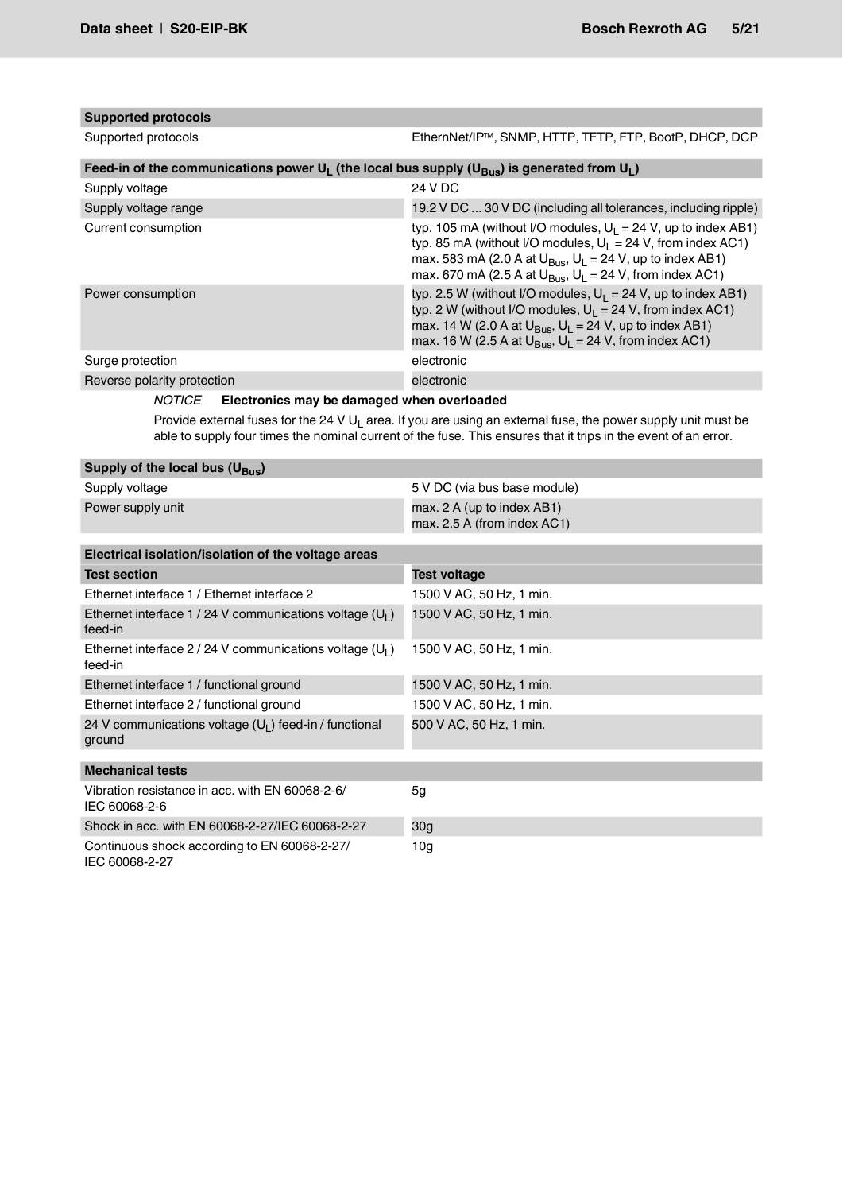| Supported protocols | |
|---|---|
| Supported protocols | EthernNet/IP™, SNMP, HTTP, TFTP, FTP, BootP, DHCP, DCP |

| Feed-in of the communications power $U_L$ (the local bus supply ($U_{Bus}$) is generated from $U_L$) | |
|---|---|
| Supply voltage | 24 V DC |
| Supply voltage range | 19.2 V DC ... 30 V DC (including all tolerances, including ripple) |
| Current consumption | typ. 105 mA (without I/O modules, $U_L$ = 24 V, up to index AB1)<br>typ. 85 mA (without I/O modules, $U_L$ = 24 V, from index AC1)<br>max. 583 mA (2.0 A at $U_{Bus}$, $U_L$ = 24 V, up to index AB1)<br>max. 670 mA (2.5 A at $U_{Bus}$, $U_L$ = 24 V, from index AC1) |
| Power consumption | typ. 2.5 W (without I/O modules, $U_L$ = 24 V, up to index AB1)<br>typ. 2 W (without I/O modules, $U_L$ = 24 V, from index AC1)<br>max. 14 W (2.0 A at $U_{Bus}$, $U_L$ = 24 V, up to index AB1)<br>max. 16 W (2.5 A at $U_{Bus}$, $U_L$ = 24 V, from index AC1) |
| Surge protection | electronic |
| Reverse polarity protection | electronic |

*NOTICE* **Electronics may be damaged when overloaded**

Provide external fuses for the 24 V $U_L$ area. If you are using an external fuse, the power supply unit must be able to supply four times the nominal current of the fuse. This ensures that it trips in the event of an error.

| Supply of the local bus ($U_{Bus}$) | |
|---|---|
| Supply voltage | 5 V DC (via bus base module) |
| Power supply unit | max. 2 A (up to index AB1)<br>max. 2.5 A (from index AC1) |

| Electrical isolation/isolation of the voltage areas | |
|---|---|
| **Test section** | **Test voltage** |
| Ethernet interface 1 / Ethernet interface 2 | 1500 V AC, 50 Hz, 1 min. |
| Ethernet interface 1 / 24 V communications voltage ($U_L$) feed-in | 1500 V AC, 50 Hz, 1 min. |
| Ethernet interface 2 / 24 V communications voltage ($U_L$) feed-in | 1500 V AC, 50 Hz, 1 min. |
| Ethernet interface 1 / functional ground | 1500 V AC, 50 Hz, 1 min. |
| Ethernet interface 2 / functional ground | 1500 V AC, 50 Hz, 1 min. |
| 24 V communications voltage ($U_L$) feed-in / functional ground | 500 V AC, 50 Hz, 1 min. |

| Mechanical tests | |
|---|---|
| Vibration resistance in acc. with EN 60068-2-6/ IEC 60068-2-6 | 5g |
| Shock in acc. with EN 60068-2-27/IEC 60068-2-27 | 30g |
| Continuous shock according to EN 60068-2-27/ IEC 60068-2-27 | 10g |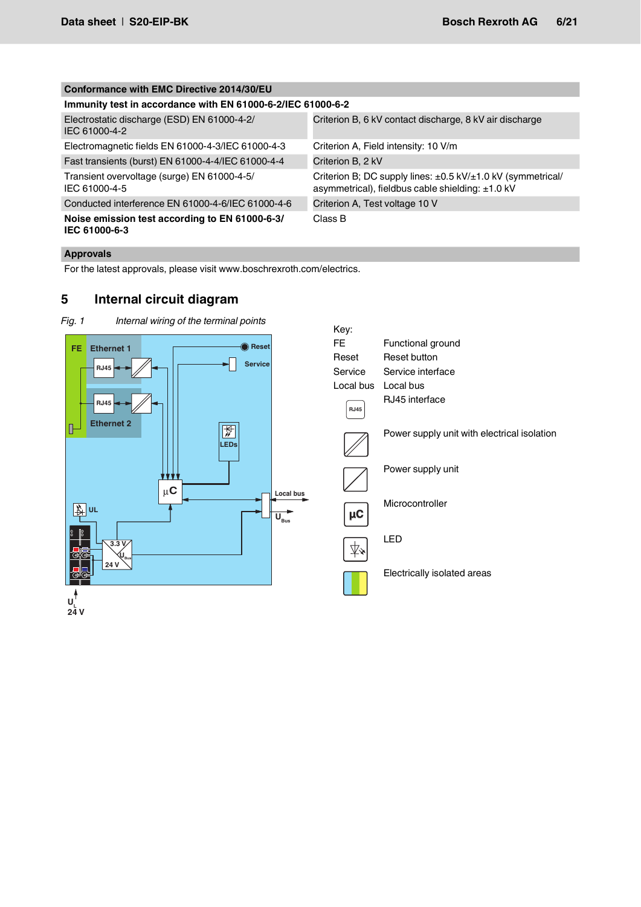| Conformance with EMC Directive 2014/30/EU | |
|---|---|
| **Immunity test in accordance with EN 61000-6-2/IEC 61000-6-2** | |
| Electrostatic discharge (ESD) EN 61000-4-2/ IEC 61000-4-2 | Criterion B, 6 kV contact discharge, 8 kV air discharge |
| Electromagnetic fields EN 61000-4-3/IEC 61000-4-3 | Criterion A, Field intensity: 10 V/m |
| Fast transients (burst) EN 61000-4-4/IEC 61000-4-4 | Criterion B, 2 kV |
| Transient overvoltage (surge) EN 61000-4-5/ IEC 61000-4-5 | Criterion B; DC supply lines: ±0.5 kV/±1.0 kV (symmetrical/ asymmetrical), fieldbus cable shielding: ±1.0 kV |
| Conducted interference EN 61000-4-6/IEC 61000-4-6 | Criterion A, Test voltage 10 V |
| **Noise emission test according to EN 61000-6-3/ IEC 61000-6-3** | Class B |

| Approvals |
|---|
| For the latest approvals, please visit www.boschrexroth.com/electrics. |

## 5 Internal circuit diagram

*Fig. 1 Internal wiring of the terminal points*

Key:

| | |
|---|---|
| FE | Functional ground |
| Reset | Reset button |
| Service | Service interface |
| Local bus | Local bus |
| RJ45 | RJ45 interface |
| | Power supply unit with electrical isolation |
| | Power supply unit |
| µC | Microcontroller |
| | LED |
| | Electrically isolated areas |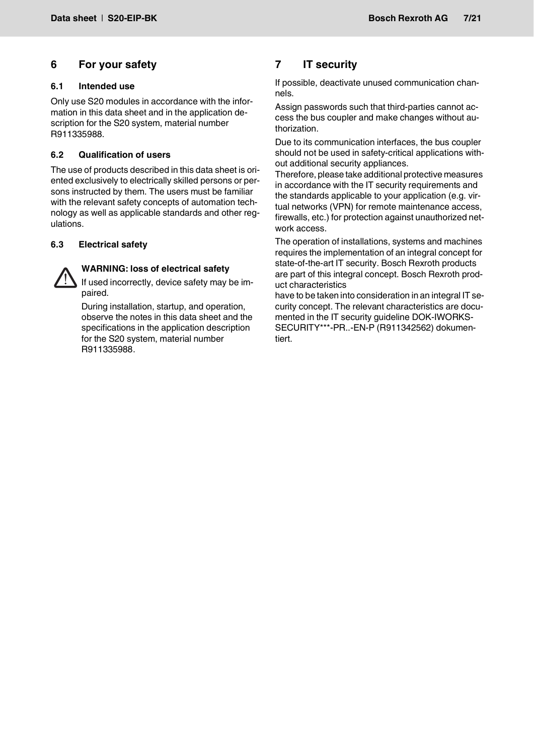## 6 For your safety

### 6.1 Intended use

Only use S20 modules in accordance with the information in this data sheet and in the application description for the S20 system, material number R911335988.

### 6.2 Qualification of users

The use of products described in this data sheet is oriented exclusively to electrically skilled persons or persons instructed by them. The users must be familiar with the relevant safety concepts of automation technology as well as applicable standards and other regulations.

### 6.3 Electrical safety

**WARNING: loss of electrical safety**

If used incorrectly, device safety may be impaired.

During installation, startup, and operation, observe the notes in this data sheet and the specifications in the application description for the S20 system, material number R911335988.

## 7 IT security

If possible, deactivate unused communication channels.

Assign passwords such that third-parties cannot access the bus coupler and make changes without authorization.

Due to its communication interfaces, the bus coupler should not be used in safety-critical applications without additional security appliances.
Therefore, please take additional protective measures in accordance with the IT security requirements and the standards applicable to your application (e.g. virtual networks (VPN) for remote maintenance access, firewalls, etc.) for protection against unauthorized network access.

The operation of installations, systems and machines requires the implementation of an integral concept for state-of-the-art IT security. Bosch Rexroth products are part of this integral concept. Bosch Rexroth product characteristics
have to be taken into consideration in an integral IT security concept. The relevant characteristics are documented in the IT security guideline DOK-IWORKS-SECURITY***-PR..-EN-P (R911342562) dokumentiert.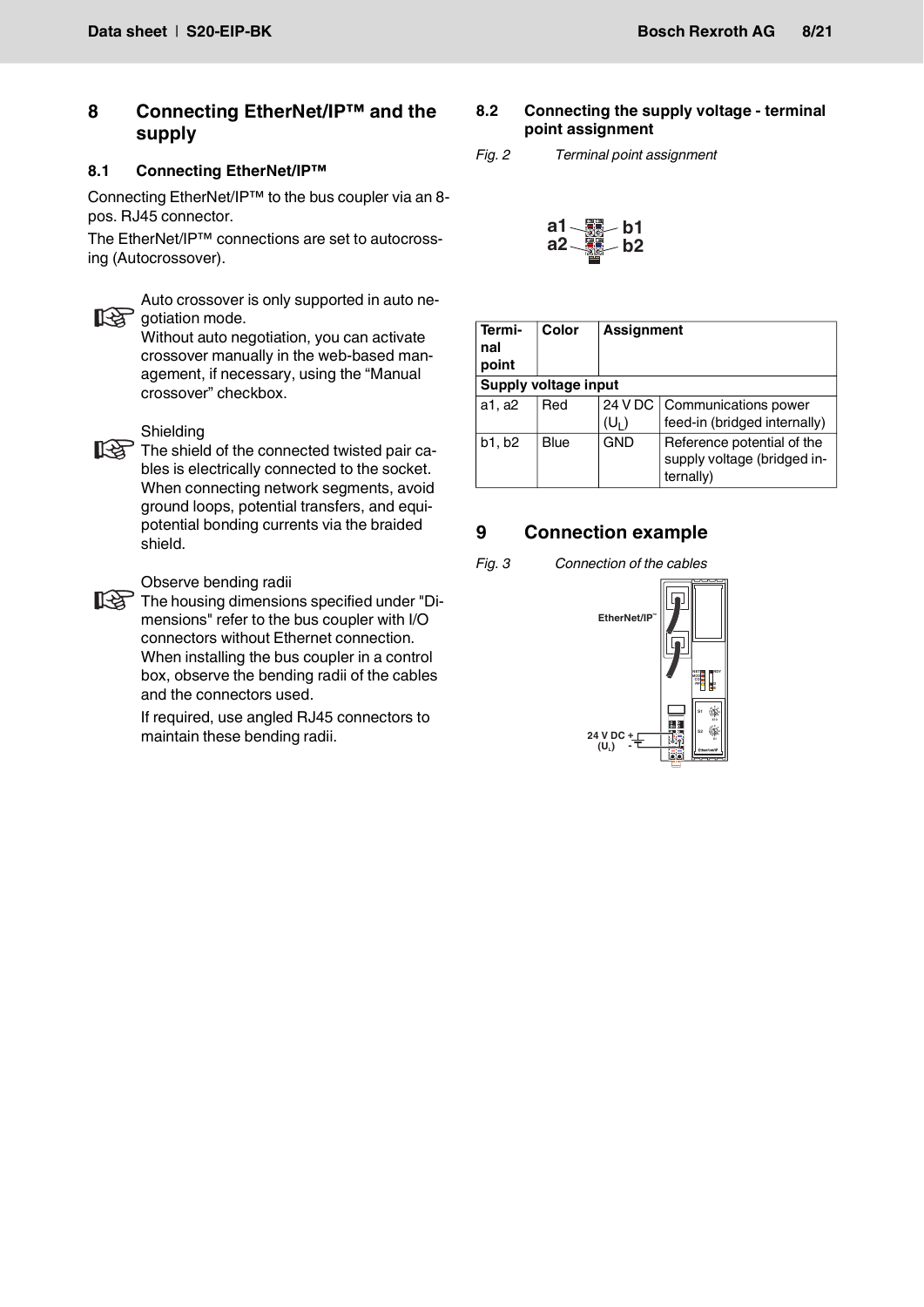## 8 Connecting EtherNet/IP™ and the supply

### 8.1 Connecting EtherNet/IP™

Connecting EtherNet/IP™ to the bus coupler via an 8-pos. RJ45 connector.

The EtherNet/IP™ connections are set to autocrossing (Autocrossover).

Auto crossover is only supported in auto negotiation mode.
Without auto negotiation, you can activate crossover manually in the web-based management, if necessary, using the “Manual crossover” checkbox.

Shielding
The shield of the connected twisted pair cables is electrically connected to the socket. When connecting network segments, avoid ground loops, potential transfers, and equipotential bonding currents via the braided shield.

Observe bending radii
The housing dimensions specified under "Dimensions" refer to the bus coupler with I/O connectors without Ethernet connection. When installing the bus coupler in a control box, observe the bending radii of the cables and the connectors used.

If required, use angled RJ45 connectors to maintain these bending radii.

### 8.2 Connecting the supply voltage - terminal point assignment

*Fig. 2 Terminal point assignment*

| Terminal point | Color | Assignment | |
|---|---|---|---|
| **Supply voltage input** | | | |
| a1, a2 | Red | 24 V DC ($U_L$) | Communications power feed-in (bridged internally) |
| b1, b2 | Blue | GND | Reference potential of the supply voltage (bridged internally) |

## 9 Connection example

*Fig. 3 Connection of the cables*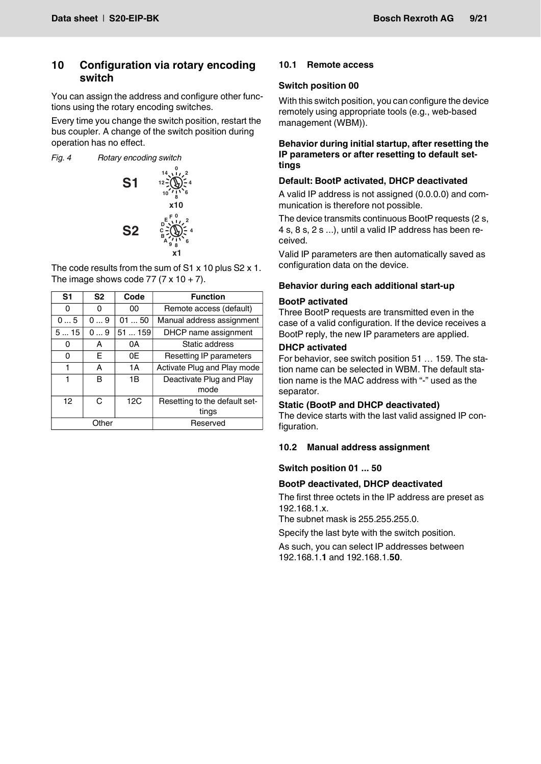## 10 Configuration via rotary encoding switch

You can assign the address and configure other functions using the rotary encoding switches.

Every time you change the switch position, restart the bus coupler. A change of the switch position during operation has no effect.

*Fig. 4 Rotary encoding switch*

S1 x10

S2 x1

The code results from the sum of S1 x 10 plus S2 x 1. The image shows code 77 (7 x 10 + 7).

| S1 | S2 | Code | Function |
|---|---|---|---|
| 0 | 0 | 00 | Remote access (default) |
| 0 ... 5 | 0 ... 9 | 01 ... 50 | Manual address assignment |
| 5 ... 15 | 0 ... 9 | 51 ... 159 | DHCP name assignment |
| 0 | A | 0A | Static address |
| 0 | E | 0E | Resetting IP parameters |
| 1 | A | 1A | Activate Plug and Play mode |
| 1 | B | 1B | Deactivate Plug and Play mode |
| 12 | C | 12C | Resetting to the default settings |
| Other | | | Reserved |

### 10.1 Remote access

**Switch position 00**

With this switch position, you can configure the device remotely using appropriate tools (e.g., web-based management (WBM)).

**Behavior during initial startup, after resetting the IP parameters or after resetting to default settings**

**Default: BootP activated, DHCP deactivated**

A valid IP address is not assigned (0.0.0.0) and communication is therefore not possible.

The device transmits continuous BootP requests (2 s, 4 s, 8 s, 2 s ...), until a valid IP address has been received.

Valid IP parameters are then automatically saved as configuration data on the device.

**Behavior during each additional start-up**

**BootP activated**

Three BootP requests are transmitted even in the case of a valid configuration. If the device receives a BootP reply, the new IP parameters are applied.

**DHCP activated**

For behavior, see switch position 51 … 159. The station name can be selected in WBM. The default station name is the MAC address with "-" used as the separator.

**Static (BootP and DHCP deactivated)**

The device starts with the last valid assigned IP configuration.

### 10.2 Manual address assignment

**Switch position 01 ... 50**

**BootP deactivated, DHCP deactivated**

The first three octets in the IP address are preset as 192.168.1.x.

The subnet mask is 255.255.255.0.

Specify the last byte with the switch position.

As such, you can select IP addresses between 192.168.1.**1** and 192.168.1.**50**.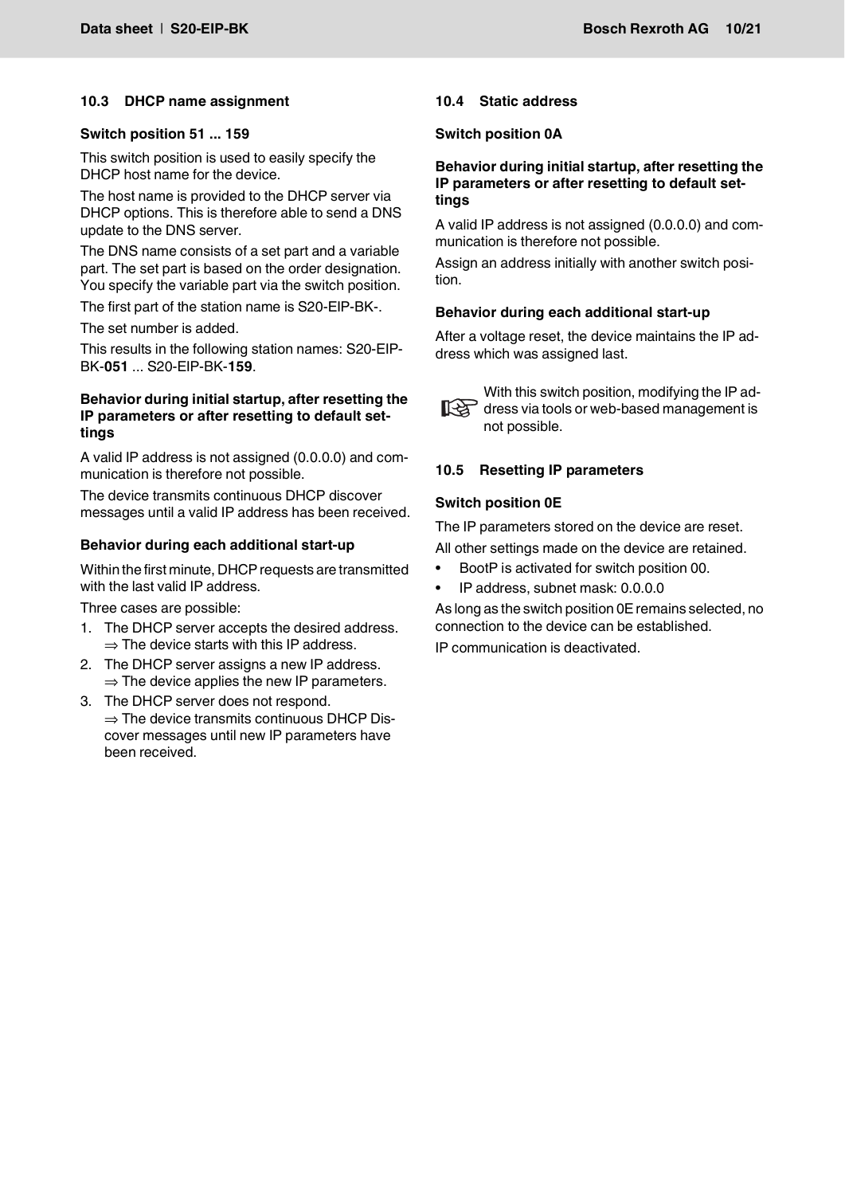## 10.3 DHCP name assignment

**Switch position 51 ... 159**

This switch position is used to easily specify the DHCP host name for the device.

The host name is provided to the DHCP server via DHCP options. This is therefore able to send a DNS update to the DNS server.

The DNS name consists of a set part and a variable part. The set part is based on the order designation. You specify the variable part via the switch position.

The first part of the station name is S20-EIP-BK-.

The set number is added.

This results in the following station names: S20-EIP-BK-**051** ... S20-EIP-BK-**159**.

**Behavior during initial startup, after resetting the IP parameters or after resetting to default settings**

A valid IP address is not assigned (0.0.0.0) and communication is therefore not possible.

The device transmits continuous DHCP discover messages until a valid IP address has been received.

**Behavior during each additional start-up**

Within the first minute, DHCP requests are transmitted with the last valid IP address.

Three cases are possible:

1. The DHCP server accepts the desired address.
   ⇒ The device starts with this IP address.
2. The DHCP server assigns a new IP address.
   ⇒ The device applies the new IP parameters.
3. The DHCP server does not respond.
   ⇒ The device transmits continuous DHCP Discover messages until new IP parameters have been received.

## 10.4 Static address

**Switch position 0A**

**Behavior during initial startup, after resetting the IP parameters or after resetting to default settings**

A valid IP address is not assigned (0.0.0.0) and communication is therefore not possible.

Assign an address initially with another switch position.

**Behavior during each additional start-up**

After a voltage reset, the device maintains the IP address which was assigned last.

With this switch position, modifying the IP address via tools or web-based management is not possible.

## 10.5 Resetting IP parameters

**Switch position 0E**

The IP parameters stored on the device are reset.

All other settings made on the device are retained.

- BootP is activated for switch position 00.
- IP address, subnet mask: 0.0.0.0

As long as the switch position 0E remains selected, no connection to the device can be established.

IP communication is deactivated.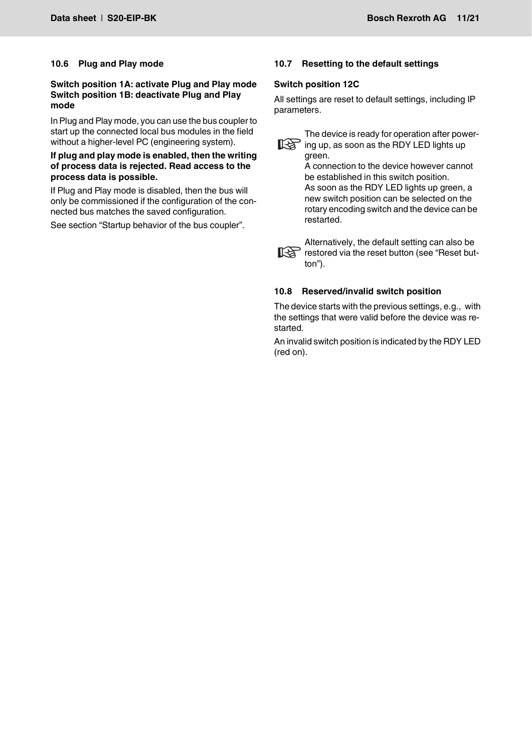## 10.6 Plug and Play mode

**Switch position 1A: activate Plug and Play mode**
**Switch position 1B: deactivate Plug and Play mode**

In Plug and Play mode, you can use the bus coupler to start up the connected local bus modules in the field without a higher-level PC (engineering system).

**If plug and play mode is enabled, then the writing of process data is rejected. Read access to the process data is possible.**

If Plug and Play mode is disabled, then the bus will only be commissioned if the configuration of the connected bus matches the saved configuration.

See section “Startup behavior of the bus coupler”.

## 10.7 Resetting to the default settings

**Switch position 12C**

All settings are reset to default settings, including IP parameters.

☞ The device is ready for operation after powering up, as soon as the RDY LED lights up green.
A connection to the device however cannot be established in this switch position.
As soon as the RDY LED lights up green, a new switch position can be selected on the rotary encoding switch and the device can be restarted.

☞ Alternatively, the default setting can also be restored via the reset button (see “Reset button”).

## 10.8 Reserved/invalid switch position

The device starts with the previous settings, e.g., with the settings that were valid before the device was restarted.

An invalid switch position is indicated by the RDY LED (red on).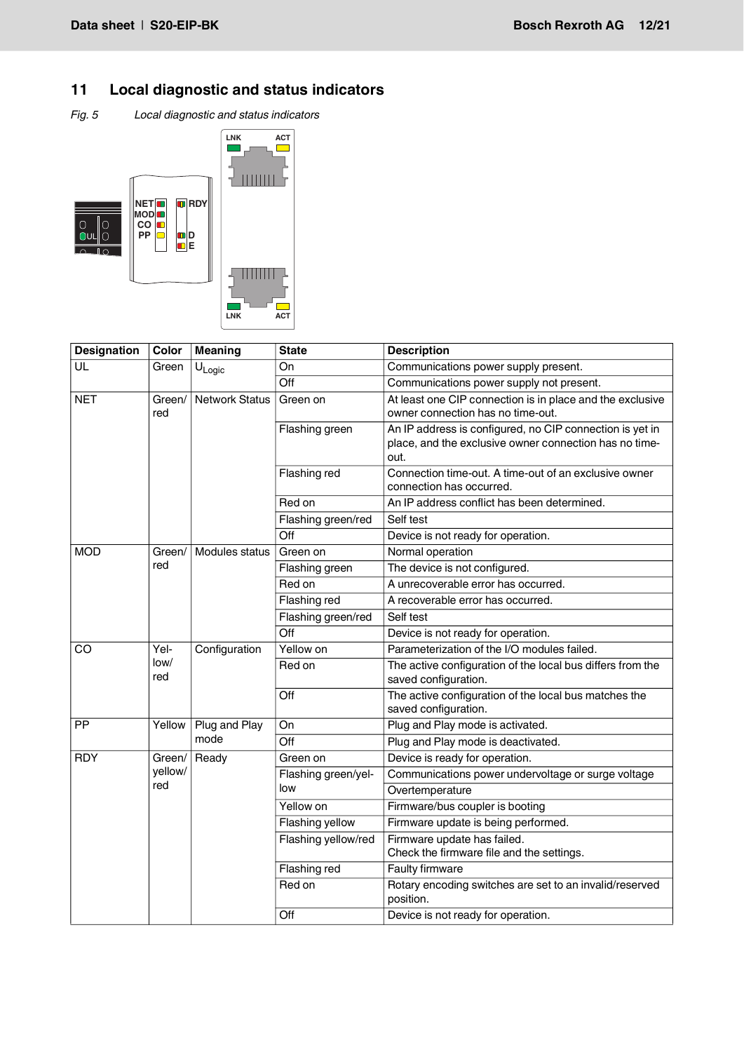## 11 Local diagnostic and status indicators

*Fig. 5 Local diagnostic and status indicators*

| Designation | Color | Meaning | State | Description |
|---|---|---|---|---|
| UL | Green | $U_{Logic}$ | On | Communications power supply present. |
| | | | Off | Communications power supply not present. |
| NET | Green/red | Network Status | Green on | At least one CIP connection is in place and the exclusive owner connection has no time-out. |
| | | | Flashing green | An IP address is configured, no CIP connection is yet in place, and the exclusive owner connection has no time-out. |
| | | | Flashing red | Connection time-out. A time-out of an exclusive owner connection has occurred. |
| | | | Red on | An IP address conflict has been determined. |
| | | | Flashing green/red | Self test |
| | | | Off | Device is not ready for operation. |
| MOD | Green/red | Modules status | Green on | Normal operation |
| | | | Flashing green | The device is not configured. |
| | | | Red on | A unrecoverable error has occurred. |
| | | | Flashing red | A recoverable error has occurred. |
| | | | Flashing green/red | Self test |
| | | | Off | Device is not ready for operation. |
| CO | Yellow/red | Configuration | Yellow on | Parameterization of the I/O modules failed. |
| | | | Red on | The active configuration of the local bus differs from the saved configuration. |
| | | | Off | The active configuration of the local bus matches the saved configuration. |
| PP | Yellow | Plug and Play mode | On | Plug and Play mode is activated. |
| | | | Off | Plug and Play mode is deactivated. |
| RDY | Green/yellow/red | Ready | Green on | Device is ready for operation. |
| | | | Flashing green/yellow | Communications power undervoltage or surge voltage |
| | | | | Overtemperature |
| | | | Yellow on | Firmware/bus coupler is booting |
| | | | Flashing yellow | Firmware update is being performed. |
| | | | Flashing yellow/red | Firmware update has failed.<br>Check the firmware file and the settings. |
| | | | Flashing red | Faulty firmware |
| | | | Red on | Rotary encoding switches are set to an invalid/reserved position. |
| | | | Off | Device is not ready for operation. |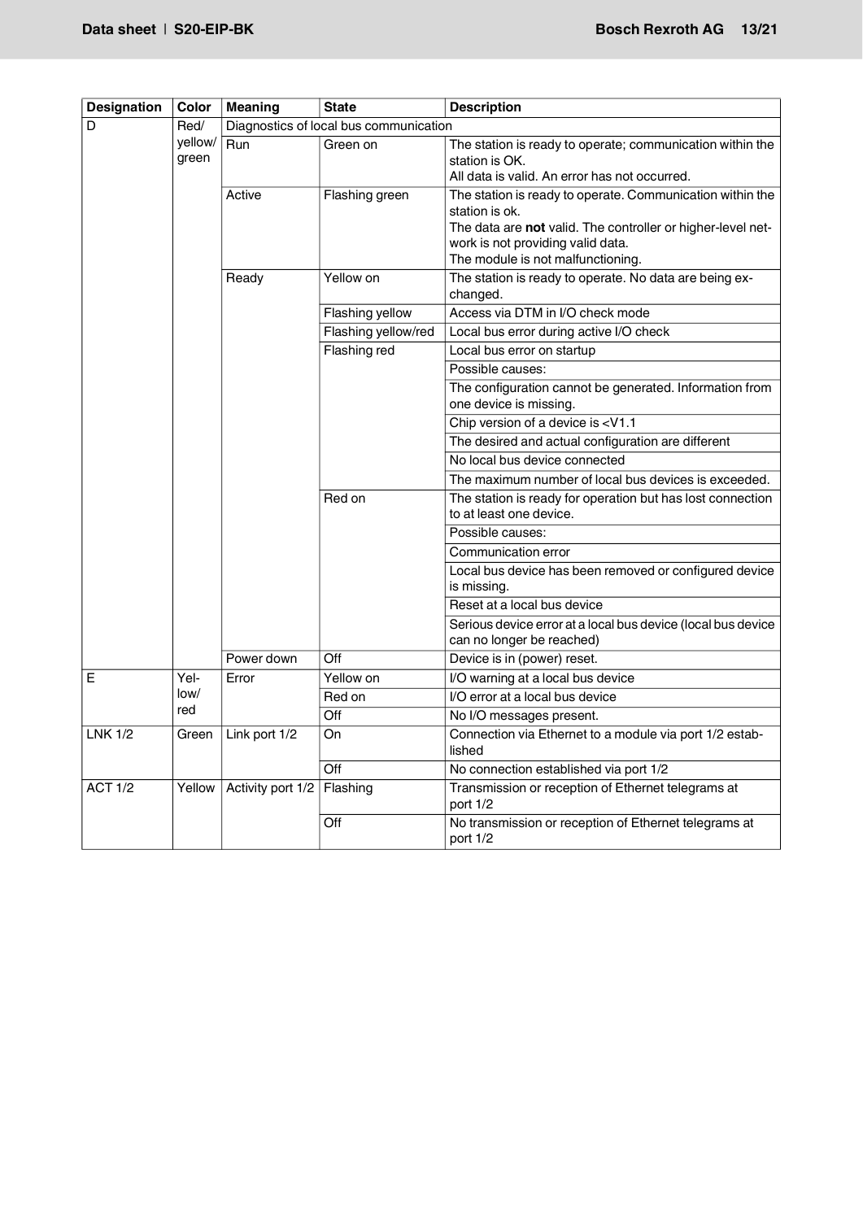| Designation | Color | Meaning | State | Description |
|---|---|---|---|---|
| D | Red/ yellow/ green | Diagnostics of local bus communication | | |
| | | Run | Green on | The station is ready to operate; communication within the station is OK. All data is valid. An error has not occurred. |
| | | Active | Flashing green | The station is ready to operate. Communication within the station is ok. The data are **not** valid. The controller or higher-level network is not providing valid data. The module is not malfunctioning. |
| | | Ready | Yellow on | The station is ready to operate. No data are being exchanged. |
| | | | Flashing yellow | Access via DTM in I/O check mode |
| | | | Flashing yellow/red | Local bus error during active I/O check |
| | | | Flashing red | Local bus error on startup |
| | | | | Possible causes: |
| | | | | The configuration cannot be generated. Information from one device is missing. |
| | | | | Chip version of a device is <V1.1 |
| | | | | The desired and actual configuration are different |
| | | | | No local bus device connected |
| | | | | The maximum number of local bus devices is exceeded. |
| | | | Red on | The station is ready for operation but has lost connection to at least one device. |
| | | | | Possible causes: |
| | | | | Communication error |
| | | | | Local bus device has been removed or configured device is missing. |
| | | | | Reset at a local bus device |
| | | | | Serious device error at a local bus device (local bus device can no longer be reached) |
| | | Power down | Off | Device is in (power) reset. |
| E | Yellow/ red | Error | Yellow on | I/O warning at a local bus device |
| | | | Red on | I/O error at a local bus device |
| | | | Off | No I/O messages present. |
| LNK 1/2 | Green | Link port 1/2 | On | Connection via Ethernet to a module via port 1/2 established |
| | | | Off | No connection established via port 1/2 |
| ACT 1/2 | Yellow | Activity port 1/2 | Flashing | Transmission or reception of Ethernet telegrams at port 1/2 |
| | | | Off | No transmission or reception of Ethernet telegrams at port 1/2 |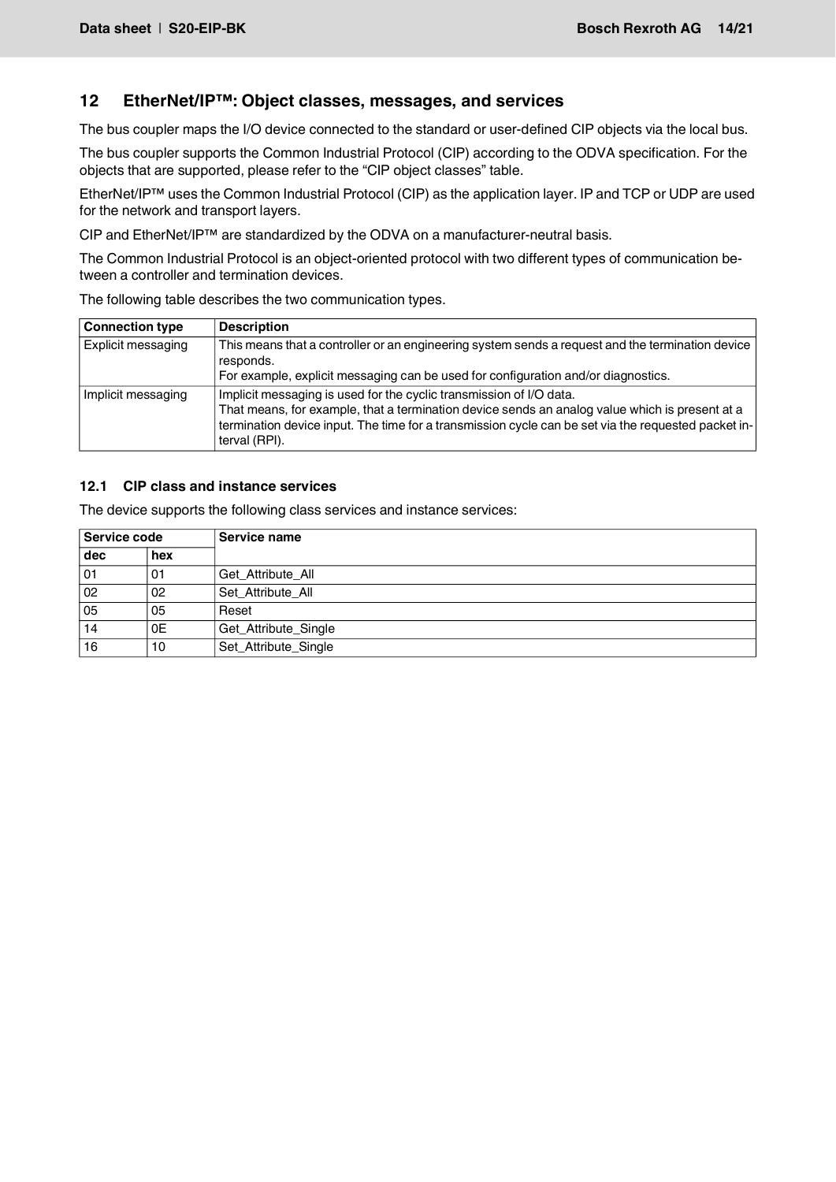## 12 EtherNet/IP™: Object classes, messages, and services

The bus coupler maps the I/O device connected to the standard or user-defined CIP objects via the local bus.

The bus coupler supports the Common Industrial Protocol (CIP) according to the ODVA specification. For the objects that are supported, please refer to the "CIP object classes" table.

EtherNet/IP™ uses the Common Industrial Protocol (CIP) as the application layer. IP and TCP or UDP are used for the network and transport layers.

CIP and EtherNet/IP™ are standardized by the ODVA on a manufacturer-neutral basis.

The Common Industrial Protocol is an object-oriented protocol with two different types of communication between a controller and termination devices.

The following table describes the two communication types.

| Connection type | Description |
|---|---|
| Explicit messaging | This means that a controller or an engineering system sends a request and the termination device responds.<br>For example, explicit messaging can be used for configuration and/or diagnostics. |
| Implicit messaging | Implicit messaging is used for the cyclic transmission of I/O data.<br>That means, for example, that a termination device sends an analog value which is present at a termination device input. The time for a transmission cycle can be set via the requested packet interval (RPI). |

### 12.1 CIP class and instance services

The device supports the following class services and instance services:

| Service code | | Service name |
|---|---|---|
| dec | hex | |
| 01 | 01 | Get_Attribute_All |
| 02 | 02 | Set_Attribute_All |
| 05 | 05 | Reset |
| 14 | 0E | Get_Attribute_Single |
| 16 | 10 | Set_Attribute_Single |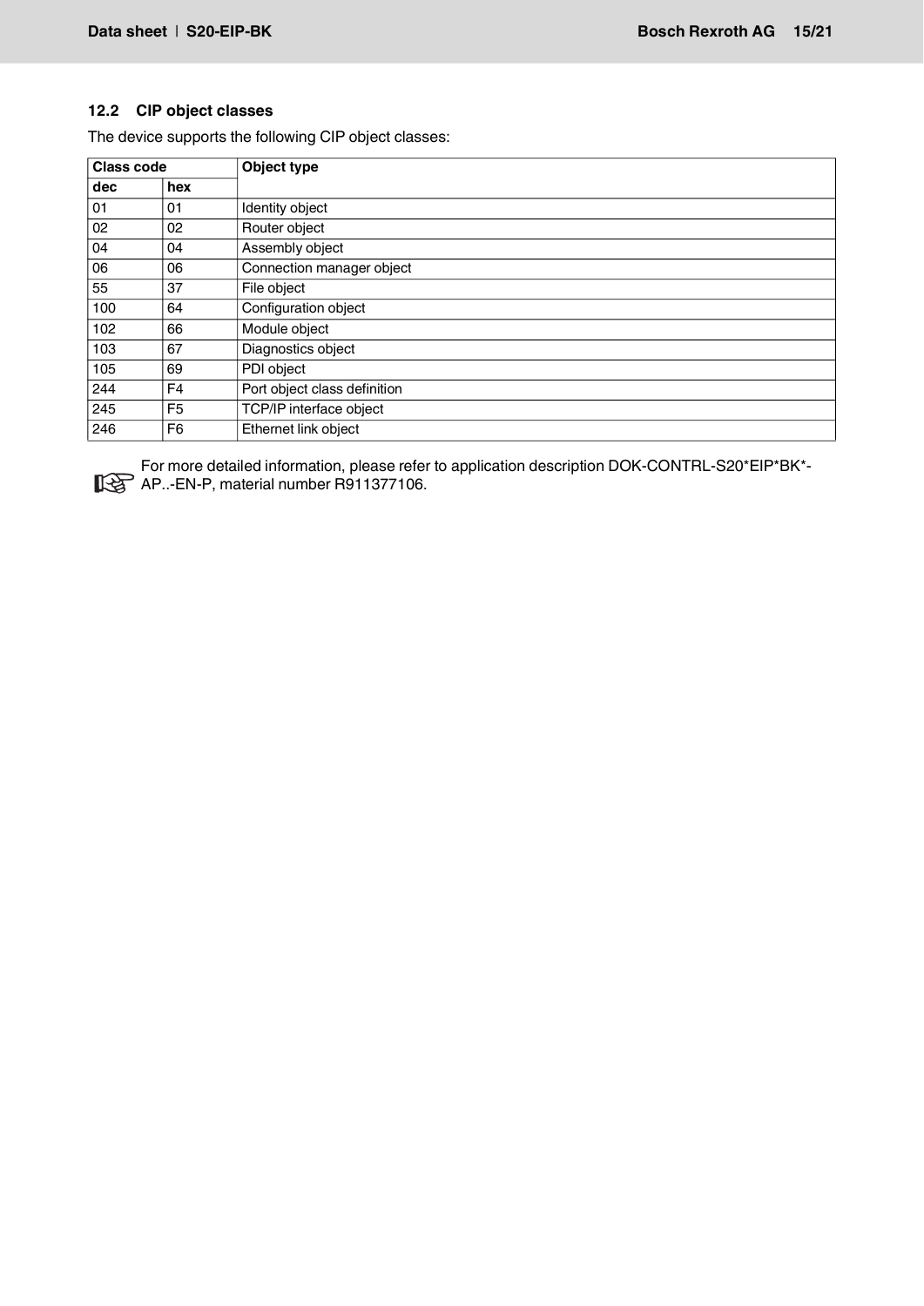### 12.2 CIP object classes

The device supports the following CIP object classes:

| Class code | | Object type |
|---|---|---|
| dec | hex | |
| 01 | 01 | Identity object |
| 02 | 02 | Router object |
| 04 | 04 | Assembly object |
| 06 | 06 | Connection manager object |
| 55 | 37 | File object |
| 100 | 64 | Configuration object |
| 102 | 66 | Module object |
| 103 | 67 | Diagnostics object |
| 105 | 69 | PDI object |
| 244 | F4 | Port object class definition |
| 245 | F5 | TCP/IP interface object |
| 246 | F6 | Ethernet link object |

For more detailed information, please refer to application description DOK-CONTRL-S20*EIP*BK*-AP..-EN-P, material number R911377106.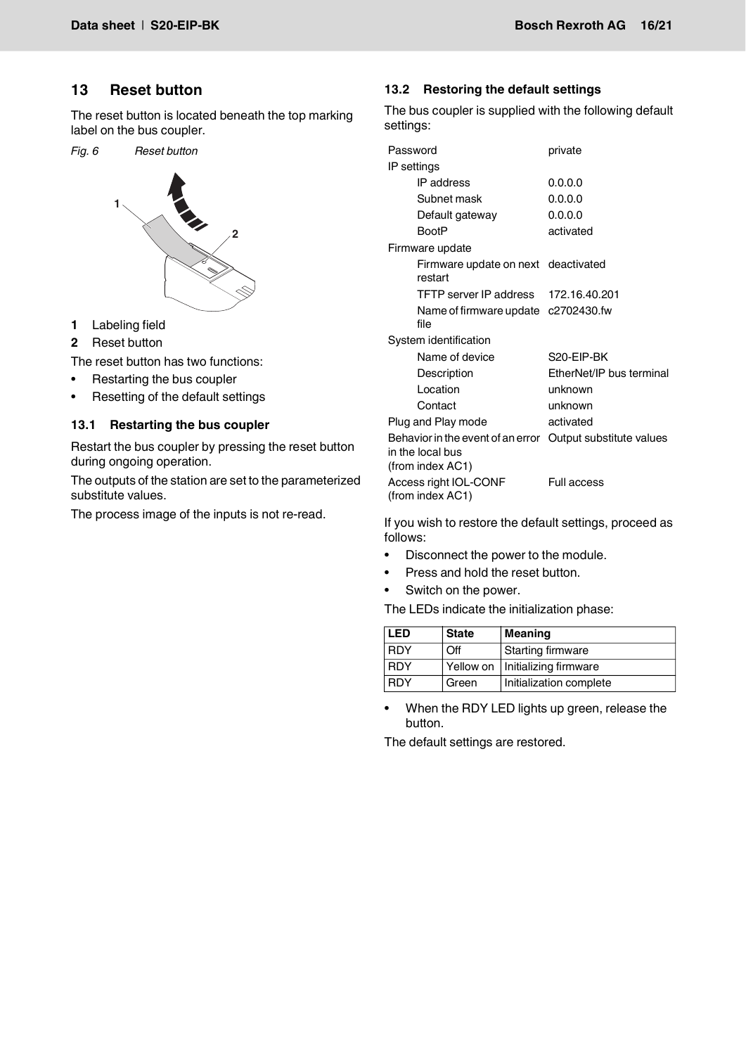## 13 Reset button

The reset button is located beneath the top marking label on the bus coupler.

*Fig. 6 Reset button*

1 Labeling field
2 Reset button

The reset button has two functions:

- Restarting the bus coupler
- Resetting of the default settings

### 13.1 Restarting the bus coupler

Restart the bus coupler by pressing the reset button during ongoing operation.

The outputs of the station are set to the parameterized substitute values.

The process image of the inputs is not re-read.

### 13.2 Restoring the default settings

The bus coupler is supplied with the following default settings:

| | |
|---|---|
| Password | private |
| IP settings | |
| IP address | 0.0.0.0 |
| Subnet mask | 0.0.0.0 |
| Default gateway | 0.0.0.0 |
| BootP | activated |
| Firmware update | |
| Firmware update on next restart | deactivated |
| TFTP server IP address | 172.16.40.201 |
| Name of firmware update file | c2702430.fw |
| System identification | |
| Name of device | S20-EIP-BK |
| Description | EtherNet/IP bus terminal |
| Location | unknown |
| Contact | unknown |
| Plug and Play mode | activated |
| Behavior in the event of an error in the local bus (from index AC1) | Output substitute values |
| Access right IOL-CONF (from index AC1) | Full access |

If you wish to restore the default settings, proceed as follows:

- Disconnect the power to the module.
- Press and hold the reset button.
- Switch on the power.

The LEDs indicate the initialization phase:

| LED | State | Meaning |
|---|---|---|
| RDY | Off | Starting firmware |
| RDY | Yellow on | Initializing firmware |
| RDY | Green | Initialization complete |

- When the RDY LED lights up green, release the button.

The default settings are restored.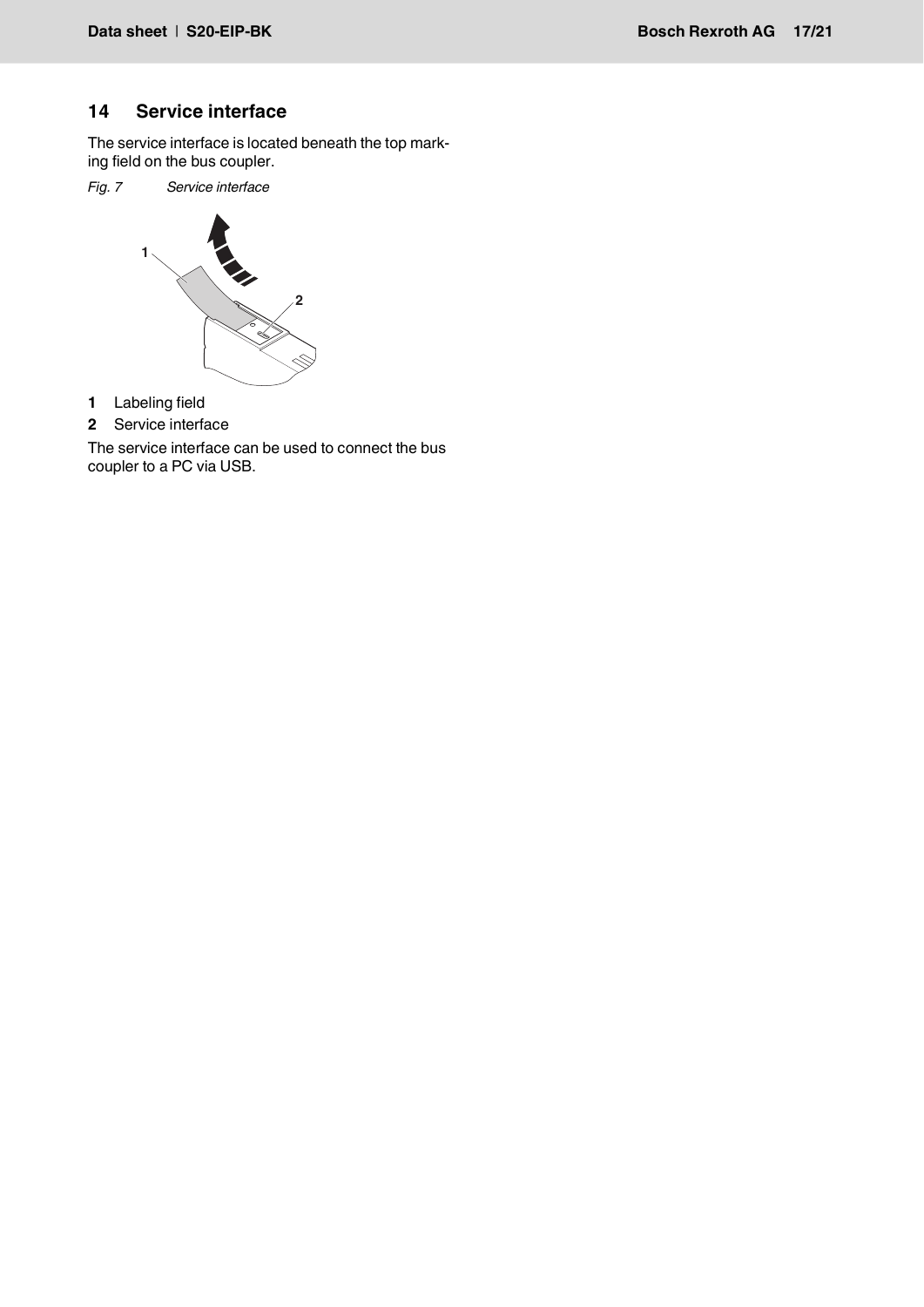## 14 Service interface

The service interface is located beneath the top marking field on the bus coupler.

*Fig. 7 Service interface*

**1** Labeling field

**2** Service interface

The service interface can be used to connect the bus coupler to a PC via USB.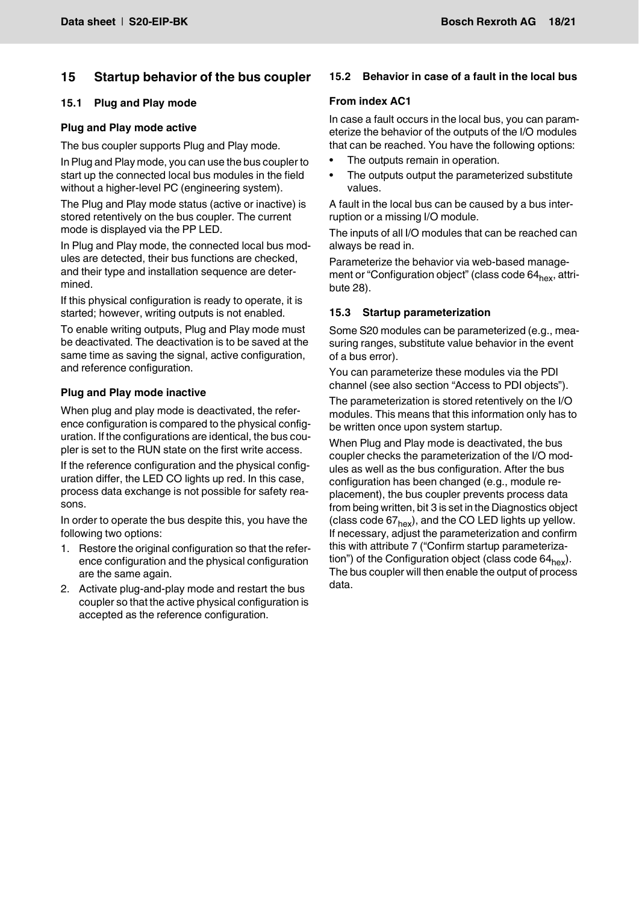## 15 Startup behavior of the bus coupler

### 15.1 Plug and Play mode

#### Plug and Play mode active

The bus coupler supports Plug and Play mode.

In Plug and Play mode, you can use the bus coupler to start up the connected local bus modules in the field without a higher-level PC (engineering system).

The Plug and Play mode status (active or inactive) is stored retentively on the bus coupler. The current mode is displayed via the PP LED.

In Plug and Play mode, the connected local bus modules are detected, their bus functions are checked, and their type and installation sequence are determined.

If this physical configuration is ready to operate, it is started; however, writing outputs is not enabled.

To enable writing outputs, Plug and Play mode must be deactivated. The deactivation is to be saved at the same time as saving the signal, active configuration, and reference configuration.

#### Plug and Play mode inactive

When plug and play mode is deactivated, the reference configuration is compared to the physical configuration. If the configurations are identical, the bus coupler is set to the RUN state on the first write access.

If the reference configuration and the physical configuration differ, the LED CO lights up red. In this case, process data exchange is not possible for safety reasons.

In order to operate the bus despite this, you have the following two options:

1. Restore the original configuration so that the reference configuration and the physical configuration are the same again.
2. Activate plug-and-play mode and restart the bus coupler so that the active physical configuration is accepted as the reference configuration.

### 15.2 Behavior in case of a fault in the local bus

#### From index AC1

In case a fault occurs in the local bus, you can parameterize the behavior of the outputs of the I/O modules that can be reached. You have the following options:

- The outputs remain in operation.
- The outputs output the parameterized substitute values.

A fault in the local bus can be caused by a bus interruption or a missing I/O module.

The inputs of all I/O modules that can be reached can always be read in.

Parameterize the behavior via web-based management or "Configuration object" (class code $64_{hex}$, attribute 28).

### 15.3 Startup parameterization

Some S20 modules can be parameterized (e.g., measuring ranges, substitute value behavior in the event of a bus error).

You can parameterize these modules via the PDI channel (see also section "Access to PDI objects").

The parameterization is stored retentively on the I/O modules. This means that this information only has to be written once upon system startup.

When Plug and Play mode is deactivated, the bus coupler checks the parameterization of the I/O modules as well as the bus configuration. After the bus configuration has been changed (e.g., module replacement), the bus coupler prevents process data from being written, bit 3 is set in the Diagnostics object (class code $67_{hex}$), and the CO LED lights up yellow. If necessary, adjust the parameterization and confirm this with attribute 7 ("Confirm startup parameterization") of the Configuration object (class code $64_{hex}$). The bus coupler will then enable the output of process data.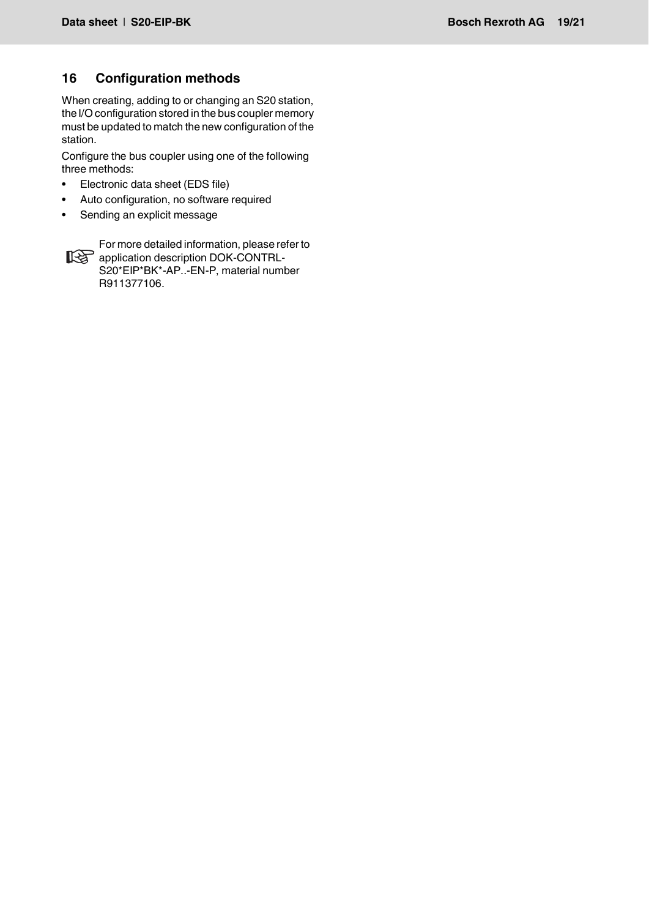## 16 Configuration methods

When creating, adding to or changing an S20 station, the I/O configuration stored in the bus coupler memory must be updated to match the new configuration of the station.

Configure the bus coupler using one of the following three methods:

- Electronic data sheet (EDS file)
- Auto configuration, no software required
- Sending an explicit message

For more detailed information, please refer to application description DOK-CONTRL-S20*EIP*BK*-AP..-EN-P, material number R911377106.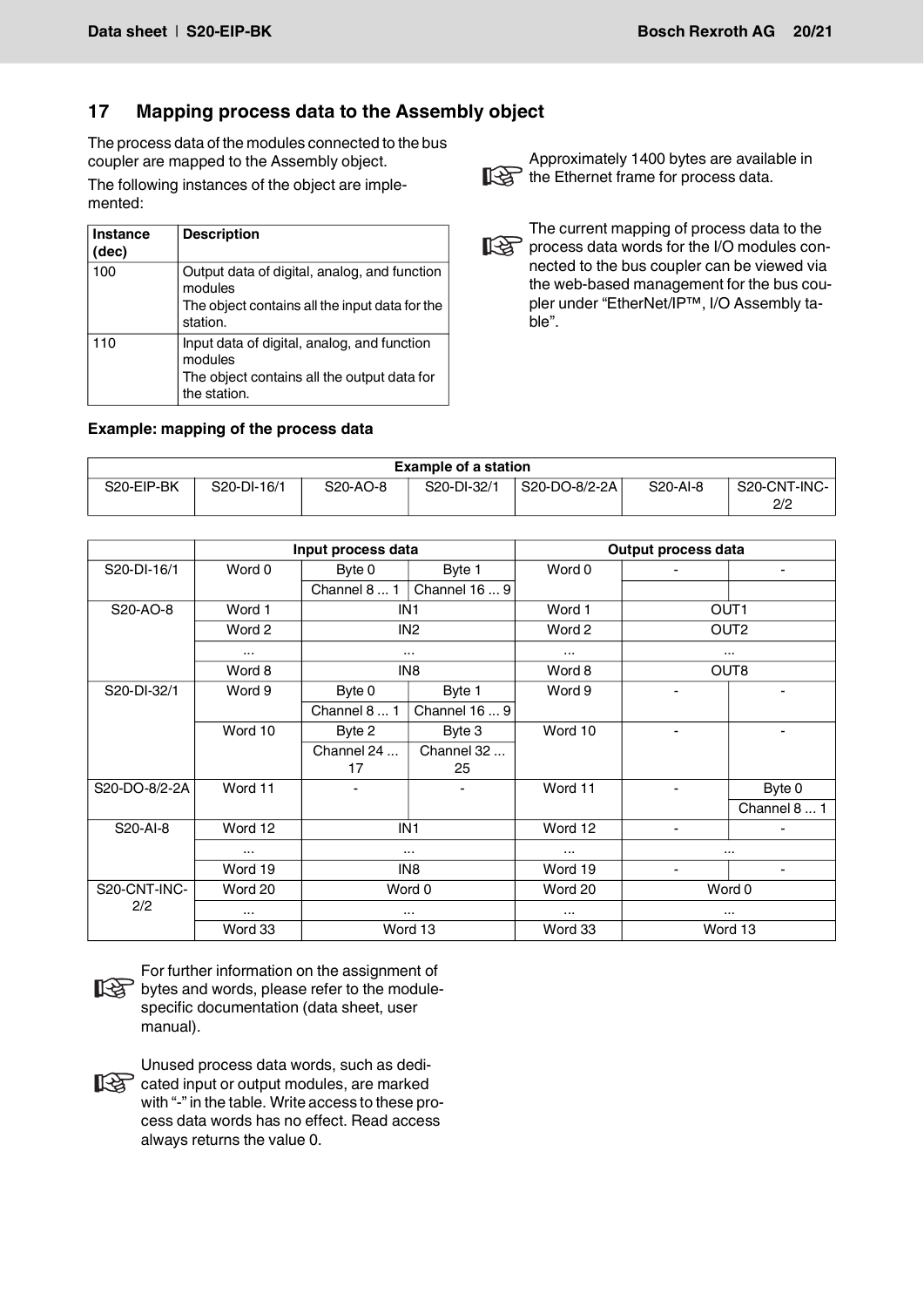## 17 Mapping process data to the Assembly object

The process data of the modules connected to the bus coupler are mapped to the Assembly object.

The following instances of the object are implemented:

| Instance (dec) | Description |
|---|---|
| 100 | Output data of digital, analog, and function modules<br>The object contains all the input data for the station. |
| 110 | Input data of digital, analog, and function modules<br>The object contains all the output data for the station. |

Approximately 1400 bytes are available in the Ethernet frame for process data.

The current mapping of process data to the process data words for the I/O modules connected to the bus coupler can be viewed via the web-based management for the bus coupler under “EtherNet/IP™, I/O Assembly table”.

**Example: mapping of the process data**

| Example of a station | | | | | | |
|---|---|---|---|---|---|---|
| S20-EIP-BK | S20-DI-16/1 | S20-AO-8 | S20-DI-32/1 | S20-DO-8/2-2A | S20-AI-8 | S20-CNT-INC-2/2 |

| | Input process data | | | Output process data | | |
|---|---|---|---|---|---|---|
| S20-DI-16/1 | Word 0 | Byte 0 | Byte 1 | Word 0 | - | - |
| | | Channel 8 ... 1 | Channel 16 ... 9 | | | |
| S20-AO-8 | Word 1 | IN1 | | Word 1 | OUT1 | |
| | Word 2 | IN2 | | Word 2 | OUT2 | |
| | ... | ... | | ... | ... | |
| | Word 8 | IN8 | | Word 8 | OUT8 | |
| S20-DI-32/1 | Word 9 | Byte 0 | Byte 1 | Word 9 | - | - |
| | | Channel 8 ... 1 | Channel 16 ... 9 | | | |
| | Word 10 | Byte 2 | Byte 3 | Word 10 | - | - |
| | | Channel 24 ... 17 | Channel 32 ... 25 | | | |
| S20-DO-8/2-2A | Word 11 | - | - | Word 11 | - | Byte 0 |
| | | | | | | Channel 8 ... 1 |
| S20-AI-8 | Word 12 | IN1 | | Word 12 | - | - |
| | ... | ... | | ... | ... | |
| | Word 19 | IN8 | | Word 19 | - | - |
| S20-CNT-INC-2/2 | Word 20 | Word 0 | | Word 20 | Word 0 | |
| | ... | ... | | ... | ... | |
| | Word 33 | Word 13 | | Word 33 | Word 13 | |

For further information on the assignment of bytes and words, please refer to the module-specific documentation (data sheet, user manual).

Unused process data words, such as dedicated input or output modules, are marked with “-” in the table. Write access to these process data words has no effect. Read access always returns the value 0.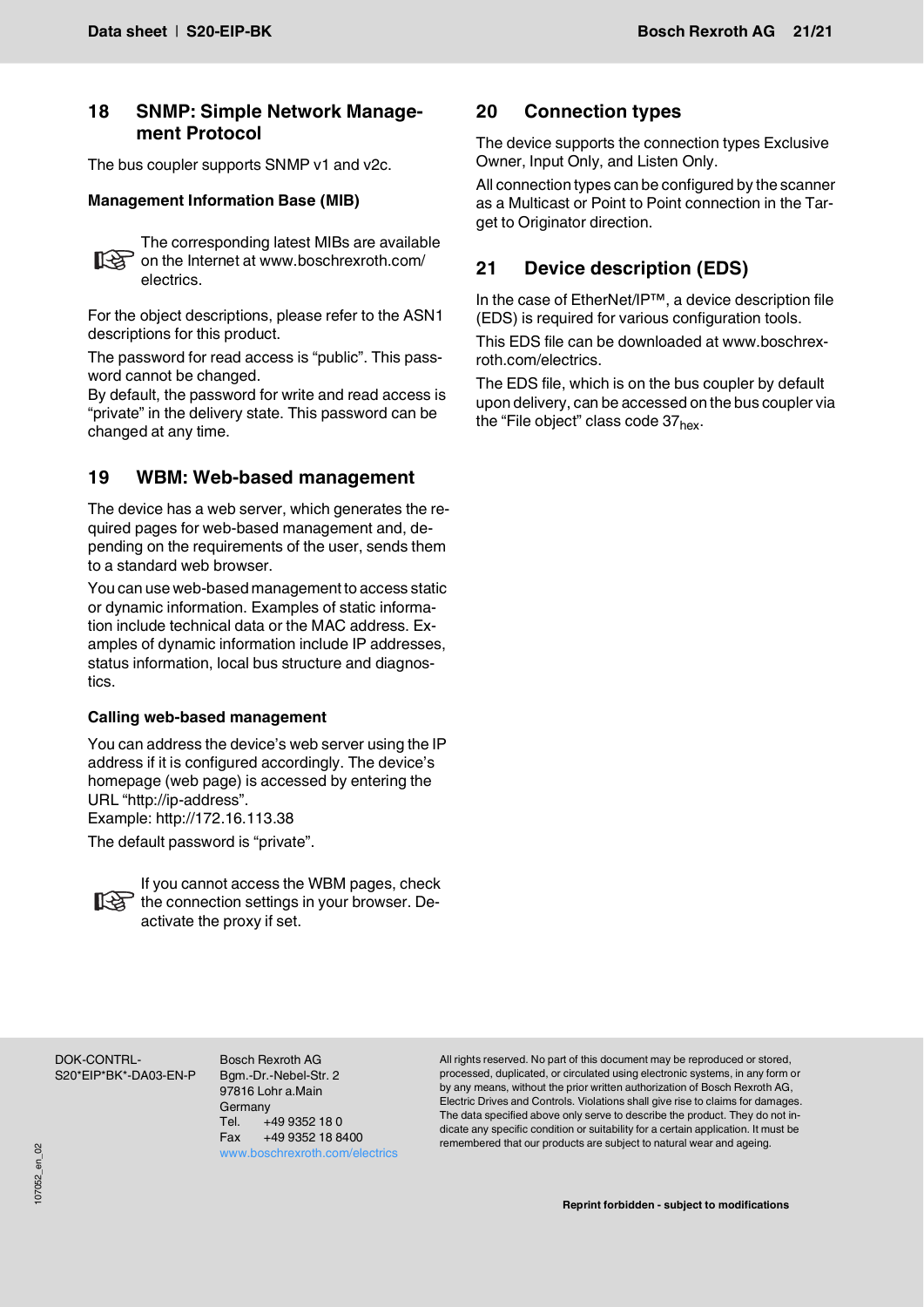## 18 SNMP: Simple Network Management Protocol

The bus coupler supports SNMP v1 and v2c.

### Management Information Base (MIB)

The corresponding latest MIBs are available on the Internet at www.boschrexroth.com/electrics.

For the object descriptions, please refer to the ASN1 descriptions for this product.

The password for read access is “public”. This password cannot be changed.
By default, the password for write and read access is “private” in the delivery state. This password can be changed at any time.

## 19 WBM: Web-based management

The device has a web server, which generates the required pages for web-based management and, depending on the requirements of the user, sends them to a standard web browser.

You can use web-based management to access static or dynamic information. Examples of static information include technical data or the MAC address. Examples of dynamic information include IP addresses, status information, local bus structure and diagnostics.

### Calling web-based management

You can address the device’s web server using the IP address if it is configured accordingly. The device’s homepage (web page) is accessed by entering the URL “http://ip-address”.
Example: http://172.16.113.38

The default password is “private”.

If you cannot access the WBM pages, check the connection settings in your browser. Deactivate the proxy if set.

## 20 Connection types

The device supports the connection types Exclusive Owner, Input Only, and Listen Only.

All connection types can be configured by the scanner as a Multicast or Point to Point connection in the Target to Originator direction.

## 21 Device description (EDS)

In the case of EtherNet/IP™, a device description file (EDS) is required for various configuration tools.

This EDS file can be downloaded at www.boschrexroth.com/electrics.

The EDS file, which is on the bus coupler by default upon delivery, can be accessed on the bus coupler via the “File object” class code $37_{hex}$.

DOK-CONTRL-S20*EIP*BK*-DA03-EN-P

Bosch Rexroth AG
Bgm.-Dr.-Nebel-Str. 2
97816 Lohr a.Main
Germany
Tel. +49 9352 18 0
Fax +49 9352 18 8400
www.boschrexroth.com/electrics

All rights reserved. No part of this document may be reproduced or stored, processed, duplicated, or circulated using electronic systems, in any form or by any means, without the prior written authorization of Bosch Rexroth AG, Electric Drives and Controls. Violations shall give rise to claims for damages. The data specified above only serve to describe the product. They do not indicate any specific condition or suitability for a certain application. It must be remembered that our products are subject to natural wear and ageing.

107052_en_02

**Reprint forbidden - subject to modifications**